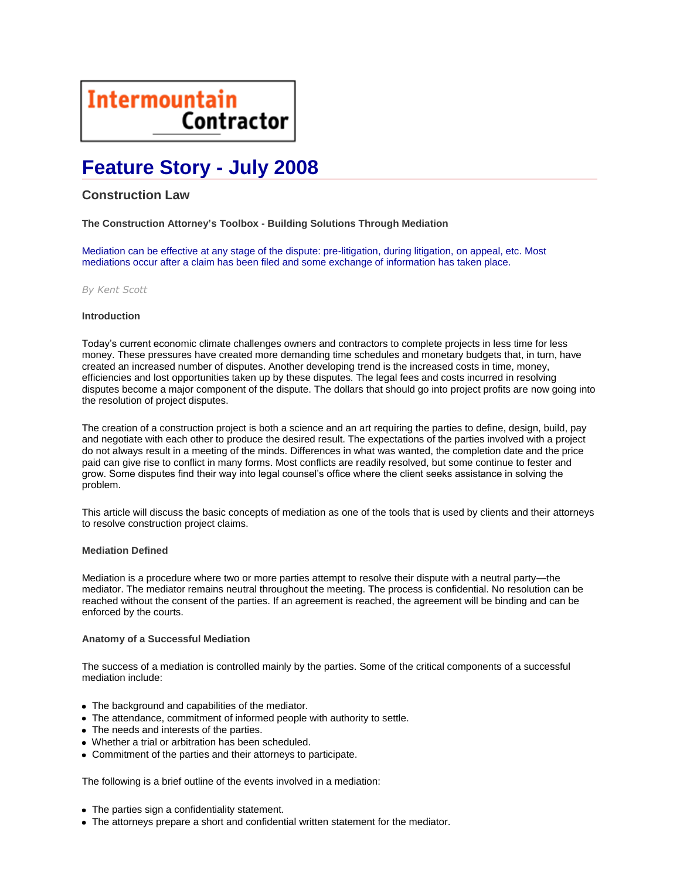# Intermountain Contractor

## Feature Story - July 2008

### Construction Law

**The Construction Attorney's Toolbox - Building Solutions Through Mediation**

Mediation can be effective at any stage of the dispute: pre-litigation, during litigation, on appeal, etc. Most mediations occur after a claim has been filed and some exchange of information has taken place.

*By Kent Scott*

**Introduction**

Today's current economic climate challenges owners and contractors to complete projects in less time for less money. These pressures have created more demanding time schedules and monetary budgets that, in turn, have created an increased number of disputes. Another developing trend is the increased costs in time, money, efficiencies and lost opportunities taken up by these disputes. The legal fees and costs incurred in resolving disputes become a major component of the dispute. The dollars that should go into project profits are now going into the resolution of project disputes.

The creation of a construction project is both a science and an art requiring the parties to define, design, build, pay and negotiate with each other to produce the desired result. The expectations of the parties involved with a project do not always result in a meeting of the minds. Differences in what was wanted, the completion date and the price paid can give rise to conflict in many forms. Most conflicts are readily resolved, but some continue to fester and grow. Some disputes find their way into legal counsel's office where the client seeks assistance in solving the problem.

This article will discuss the basic concepts of mediation as one of the tools that is used by clients and their attorneys to resolve construction project claims.

**Mediation Defined**

Mediation is a procedure where two or more parties attempt to resolve their dispute with a neutral party—the mediator. The mediator remains neutral throughout the meeting. The process is confidential. No resolution can be reached without the consent of the parties. If an agreement is reached, the agreement will be binding and can be enforced by the courts.

**Anatomy of a Successful Mediation**

The success of a mediation is controlled mainly by the parties. Some of the critical components of a successful mediation include:

- The background and capabilities of the mediator.
- The attendance, commitment of informed people with authority to settle.
- The needs and interests of the parties.
- Whether a trial or arbitration has been scheduled.
- Commitment of the parties and their attorneys to participate.

The following is a brief outline of the events involved in a mediation:

- The parties sign a confidentiality statement.
- The attorneys prepare a short and confidential written statement for the mediator.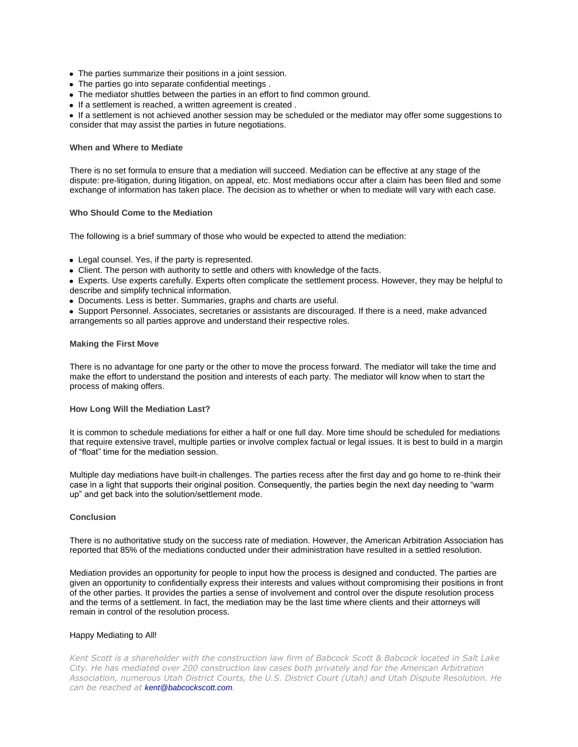- The parties summarize their positions in a joint session.
- The parties go into separate confidential meetings .
- The mediator shuttles between the parties in an effort to find common ground.
- If a settlement is reached, a written agreement is created .
- If a settlement is not achieved another session may be scheduled or the mediator may offer some suggestions to consider that may assist the parties in future negotiations.

**When and Where to Mediate**

There is no set formula to ensure that a mediation will succeed. Mediation can be effective at any stage of the dispute: pre-litigation, during litigation, on appeal, etc. Most mediations occur after a claim has been filed and some exchange of information has taken place. The decision as to whether or when to mediate will vary with each case.

**Who Should Come to the Mediation**

The following is a brief summary of those who would be expected to attend the mediation:

- Legal counsel. Yes, if the party is represented.
- Client. The person with authority to settle and others with knowledge of the facts.
- Experts. Use experts carefully. Experts often complicate the settlement process. However, they may be helpful to describe and simplify technical information.
- Documents. Less is better. Summaries, graphs and charts are useful.
- Support Personnel. Associates, secretaries or assistants are discouraged. If there is a need, make advanced arrangements so all parties approve and understand their respective roles.

**Making the First Move**

There is no advantage for one party or the other to move the process forward. The mediator will take the time and make the effort to understand the position and interests of each party. The mediator will know when to start the process of making offers.

**How Long Will the Mediation Last?**

It is common to schedule mediations for either a half or one full day. More time should be scheduled for mediations that require extensive travel, multiple parties or involve complex factual or legal issues. It is best to build in a margin of "float" time for the mediation session.

Multiple day mediations have built-in challenges. The parties recess after the first day and go home to re-think their case in a light that supports their original position. Consequently, the parties begin the next day needing to "warm up" and get back into the solution/settlement mode.

**Conclusion**

There is no authoritative study on the success rate of mediation. However, the American Arbitration Association has reported that 85% of the mediations conducted under their administration have resulted in a settled resolution.

Mediation provides an opportunity for people to input how the process is designed and conducted. The parties are given an opportunity to confidentially express their interests and values without compromising their positions in front of the other parties. It provides the parties a sense of involvement and control over the dispute resolution process and the terms of a settlement. In fact, the mediation may be the last time where clients and their attorneys will remain in control of the resolution process.

Happy Mediating to All!

*Kent Scott is a shareholder with the construction law firm of Babcock Scott & Babcock located in Salt Lake City. He has mediated over 200 construction law cases both privately and for the American Arbitration Association, numerous Utah District Courts, the U.S. District Court (Utah) and Utah Dispute Resolution. He can be reached at kent@babcockscott.com.*